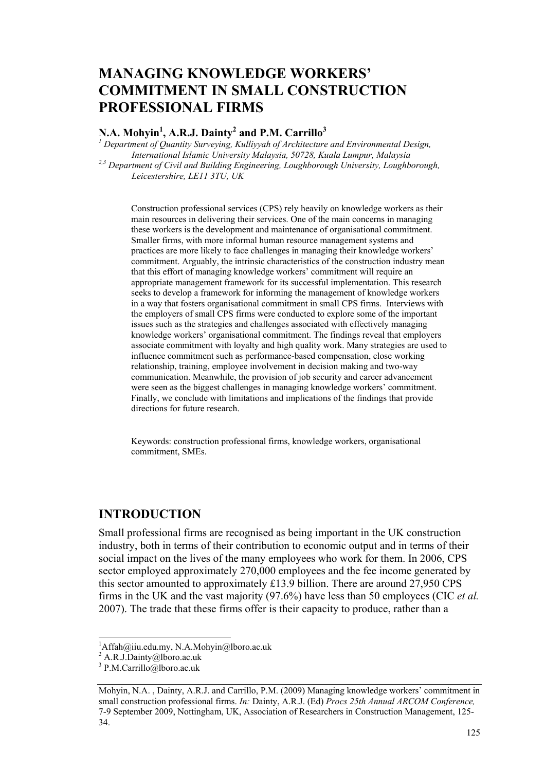# MANAGING KNOWLEDGE WORKERS' COMMITMENT IN SMALL CONSTRUCTION PROFESSIONAL FIRMS

**N.A. Mohyin[1], A.R.J. Dainty[2] and P.M. Carrillo[3]**

[1] *Department of Quantity Surveying, Kulliyyah of Architecture and Environmental Design, International Islamic University Malaysia, 50728, Kuala Lumpur, Malaysia*

[2,3] *Department of Civil and Building Engineering, Loughborough University, Loughborough, Leicestershire, LE11 3TU, UK*

Construction professional services (CPS) rely heavily on knowledge workers as their main resources in delivering their services. One of the main concerns in managing these workers is the development and maintenance of organisational commitment. Smaller firms, with more informal human resource management systems and practices are more likely to face challenges in managing their knowledge workers' commitment. Arguably, the intrinsic characteristics of the construction industry mean that this effort of managing knowledge workers' commitment will require an appropriate management framework for its successful implementation. This research seeks to develop a framework for informing the management of knowledge workers in a way that fosters organisational commitment in small CPS firms. Interviews with the employers of small CPS firms were conducted to explore some of the important issues such as the strategies and challenges associated with effectively managing knowledge workers' organisational commitment. The findings reveal that employers associate commitment with loyalty and high quality work. Many strategies are used to influence commitment such as performance-based compensation, close working relationship, training, employee involvement in decision making and two-way communication. Meanwhile, the provision of job security and career advancement were seen as the biggest challenges in managing knowledge workers' commitment. Finally, we conclude with limitations and implications of the findings that provide directions for future research.

Keywords: construction professional firms, knowledge workers, organisational commitment, SMEs.

## INTRODUCTION

Small professional firms are recognised as being important in the UK construction industry, both in terms of their contribution to economic output and in terms of their social impact on the lives of the many employees who work for them. In 2006, CPS sector employed approximately 270,000 employees and the fee income generated by this sector amounted to approximately £13.9 billion. There are around 27,950 CPS firms in the UK and the vast majority (97.6%) have less than 50 employees (CIC *et al.* 2007). The trade that these firms offer is their capacity to produce, rather than a

---

[1] Affah@iiu.edu.my, N.A.Mohyin@lboro.ac.uk

[2] A.R.J.Dainty@lboro.ac.uk

[3] P.M.Carrillo@lboro.ac.uk

Mohyin, N.A. , Dainty, A.R.J. and Carrillo, P.M. (2009) Managing knowledge workers' commitment in small construction professional firms. *In:* Dainty, A.R.J. (Ed) *Procs 25th Annual ARCOM Conference,* 7-9 September 2009, Nottingham, UK, Association of Researchers in Construction Management, 125-34.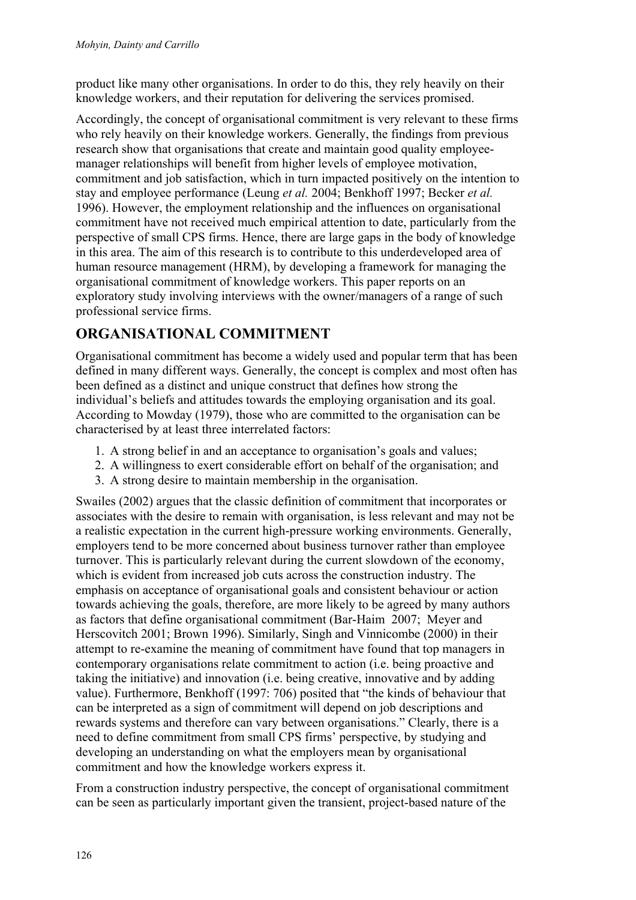product like many other organisations. In order to do this, they rely heavily on their knowledge workers, and their reputation for delivering the services promised.

Accordingly, the concept of organisational commitment is very relevant to these firms who rely heavily on their knowledge workers. Generally, the findings from previous research show that organisations that create and maintain good quality employee-manager relationships will benefit from higher levels of employee motivation, commitment and job satisfaction, which in turn impacted positively on the intention to stay and employee performance (Leung *et al.* 2004; Benkhoff 1997; Becker *et al.* 1996). However, the employment relationship and the influences on organisational commitment have not received much empirical attention to date, particularly from the perspective of small CPS firms. Hence, there are large gaps in the body of knowledge in this area. The aim of this research is to contribute to this underdeveloped area of human resource management (HRM), by developing a framework for managing the organisational commitment of knowledge workers. This paper reports on an exploratory study involving interviews with the owner/managers of a range of such professional service firms.

## ORGANISATIONAL COMMITMENT

Organisational commitment has become a widely used and popular term that has been defined in many different ways. Generally, the concept is complex and most often has been defined as a distinct and unique construct that defines how strong the individual's beliefs and attitudes towards the employing organisation and its goal. According to Mowday (1979), those who are committed to the organisation can be characterised by at least three interrelated factors:

1. A strong belief in and an acceptance to organisation's goals and values;
2. A willingness to exert considerable effort on behalf of the organisation; and
3. A strong desire to maintain membership in the organisation.

Swailes (2002) argues that the classic definition of commitment that incorporates or associates with the desire to remain with organisation, is less relevant and may not be a realistic expectation in the current high-pressure working environments. Generally, employers tend to be more concerned about business turnover rather than employee turnover. This is particularly relevant during the current slowdown of the economy, which is evident from increased job cuts across the construction industry. The emphasis on acceptance of organisational goals and consistent behaviour or action towards achieving the goals, therefore, are more likely to be agreed by many authors as factors that define organisational commitment (Bar-Haim 2007; Meyer and Herscovitch 2001; Brown 1996). Similarly, Singh and Vinnicombe (2000) in their attempt to re-examine the meaning of commitment have found that top managers in contemporary organisations relate commitment to action (i.e. being proactive and taking the initiative) and innovation (i.e. being creative, innovative and by adding value). Furthermore, Benkhoff (1997: 706) posited that "the kinds of behaviour that can be interpreted as a sign of commitment will depend on job descriptions and rewards systems and therefore can vary between organisations." Clearly, there is a need to define commitment from small CPS firms' perspective, by studying and developing an understanding on what the employers mean by organisational commitment and how the knowledge workers express it.

From a construction industry perspective, the concept of organisational commitment can be seen as particularly important given the transient, project-based nature of the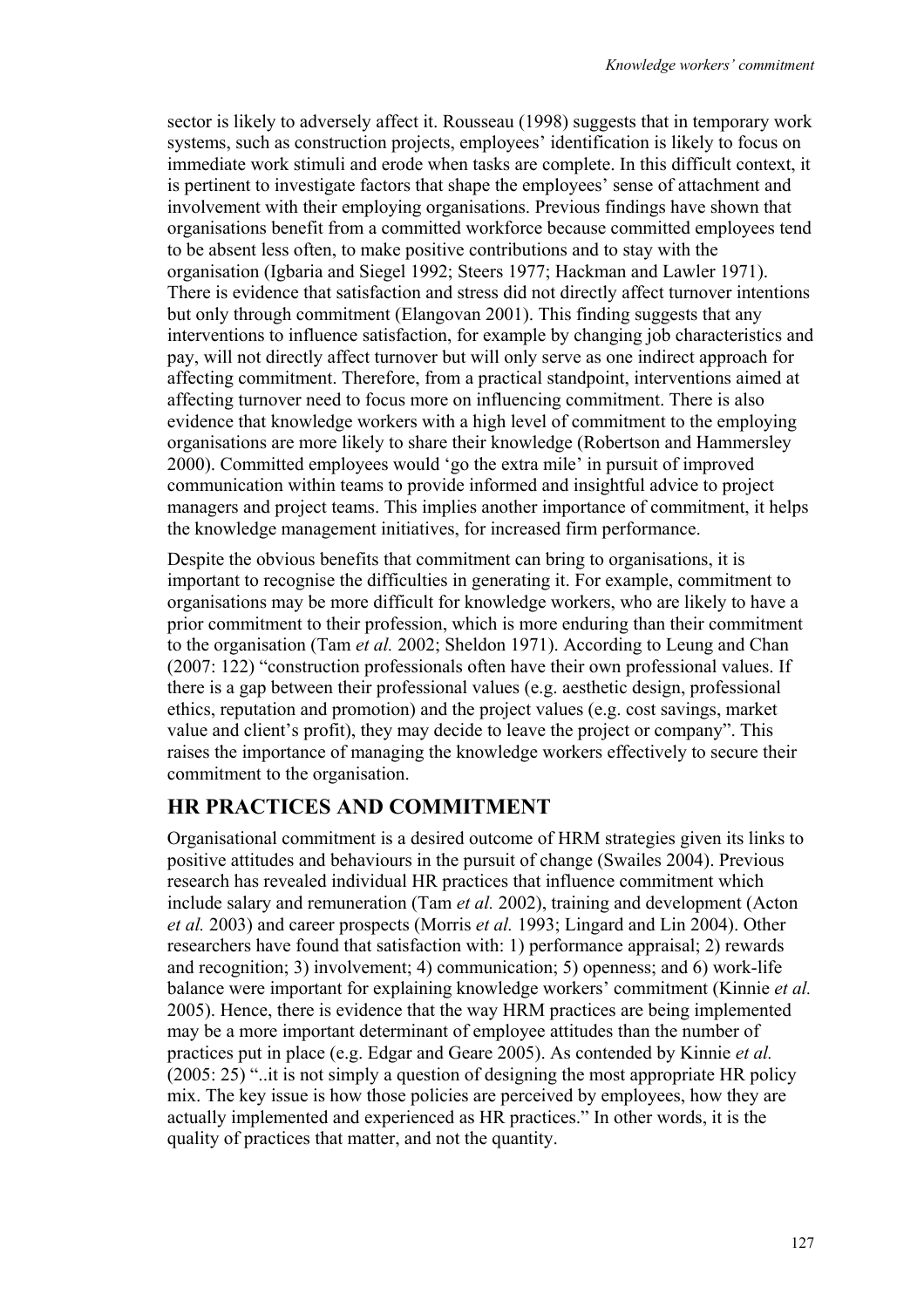sector is likely to adversely affect it. Rousseau (1998) suggests that in temporary work systems, such as construction projects, employees' identification is likely to focus on immediate work stimuli and erode when tasks are complete. In this difficult context, it is pertinent to investigate factors that shape the employees' sense of attachment and involvement with their employing organisations. Previous findings have shown that organisations benefit from a committed workforce because committed employees tend to be absent less often, to make positive contributions and to stay with the organisation (Igbaria and Siegel 1992; Steers 1977; Hackman and Lawler 1971). There is evidence that satisfaction and stress did not directly affect turnover intentions but only through commitment (Elangovan 2001). This finding suggests that any interventions to influence satisfaction, for example by changing job characteristics and pay, will not directly affect turnover but will only serve as one indirect approach for affecting commitment. Therefore, from a practical standpoint, interventions aimed at affecting turnover need to focus more on influencing commitment. There is also evidence that knowledge workers with a high level of commitment to the employing organisations are more likely to share their knowledge (Robertson and Hammersley 2000). Committed employees would 'go the extra mile' in pursuit of improved communication within teams to provide informed and insightful advice to project managers and project teams. This implies another importance of commitment, it helps the knowledge management initiatives, for increased firm performance.

Despite the obvious benefits that commitment can bring to organisations, it is important to recognise the difficulties in generating it. For example, commitment to organisations may be more difficult for knowledge workers, who are likely to have a prior commitment to their profession, which is more enduring than their commitment to the organisation (Tam *et al.* 2002; Sheldon 1971). According to Leung and Chan (2007: 122) "construction professionals often have their own professional values. If there is a gap between their professional values (e.g. aesthetic design, professional ethics, reputation and promotion) and the project values (e.g. cost savings, market value and client's profit), they may decide to leave the project or company". This raises the importance of managing the knowledge workers effectively to secure their commitment to the organisation.

## HR PRACTICES AND COMMITMENT

Organisational commitment is a desired outcome of HRM strategies given its links to positive attitudes and behaviours in the pursuit of change (Swailes 2004). Previous research has revealed individual HR practices that influence commitment which include salary and remuneration (Tam *et al.* 2002), training and development (Acton *et al.* 2003) and career prospects (Morris *et al.* 1993; Lingard and Lin 2004). Other researchers have found that satisfaction with: 1) performance appraisal; 2) rewards and recognition; 3) involvement; 4) communication; 5) openness; and 6) work-life balance were important for explaining knowledge workers' commitment (Kinnie *et al.* 2005). Hence, there is evidence that the way HRM practices are being implemented may be a more important determinant of employee attitudes than the number of practices put in place (e.g. Edgar and Geare 2005). As contended by Kinnie *et al.* (2005: 25) "..it is not simply a question of designing the most appropriate HR policy mix. The key issue is how those policies are perceived by employees, how they are actually implemented and experienced as HR practices." In other words, it is the quality of practices that matter, and not the quantity.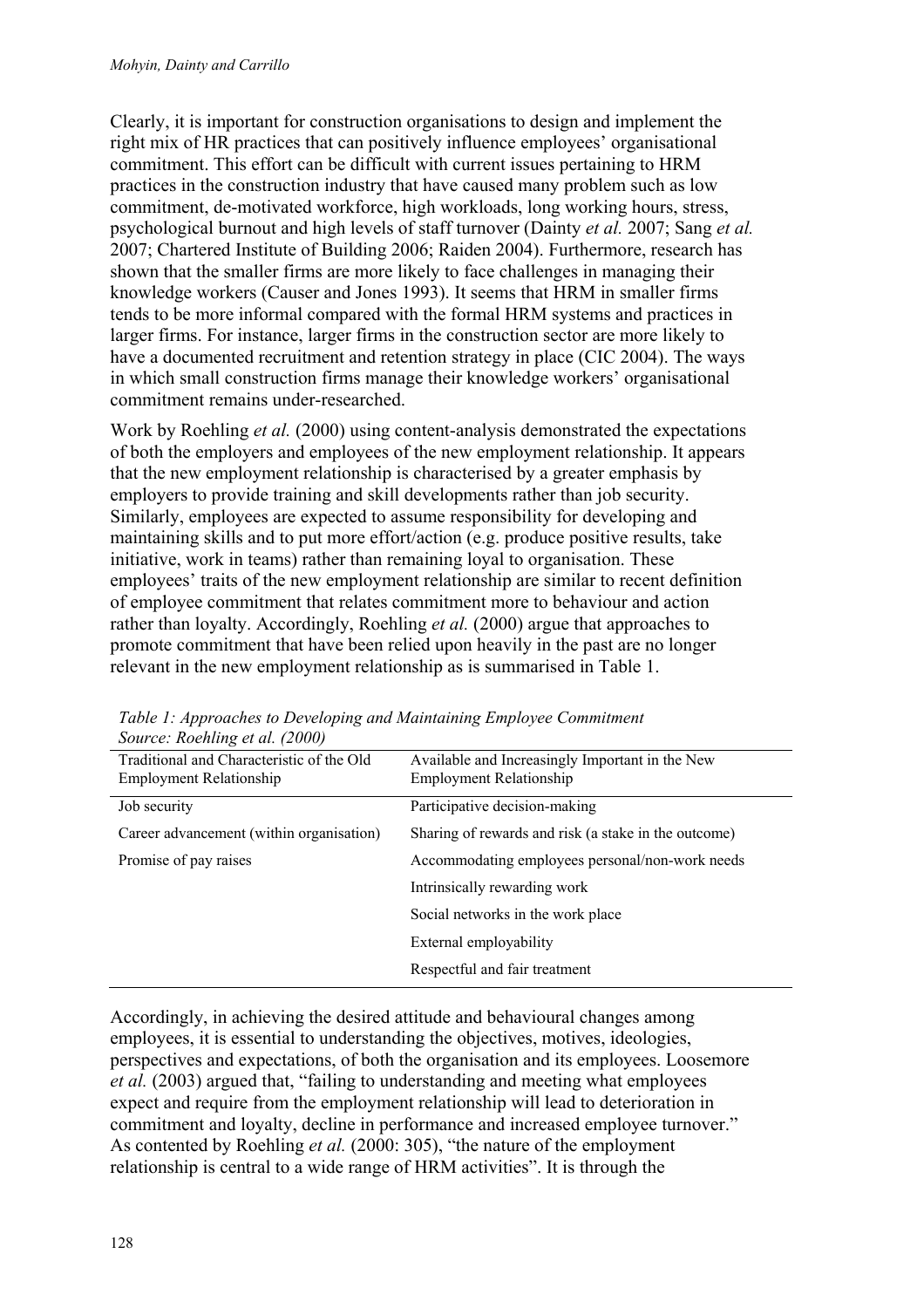Clearly, it is important for construction organisations to design and implement the right mix of HR practices that can positively influence employees' organisational commitment. This effort can be difficult with current issues pertaining to HRM practices in the construction industry that have caused many problem such as low commitment, de-motivated workforce, high workloads, long working hours, stress, psychological burnout and high levels of staff turnover (Dainty *et al.* 2007; Sang *et al.* 2007; Chartered Institute of Building 2006; Raiden 2004). Furthermore, research has shown that the smaller firms are more likely to face challenges in managing their knowledge workers (Causer and Jones 1993). It seems that HRM in smaller firms tends to be more informal compared with the formal HRM systems and practices in larger firms. For instance, larger firms in the construction sector are more likely to have a documented recruitment and retention strategy in place (CIC 2004). The ways in which small construction firms manage their knowledge workers' organisational commitment remains under-researched.

Work by Roehling *et al.* (2000) using content-analysis demonstrated the expectations of both the employers and employees of the new employment relationship. It appears that the new employment relationship is characterised by a greater emphasis by employers to provide training and skill developments rather than job security. Similarly, employees are expected to assume responsibility for developing and maintaining skills and to put more effort/action (e.g. produce positive results, take initiative, work in teams) rather than remaining loyal to organisation. These employees' traits of the new employment relationship are similar to recent definition of employee commitment that relates commitment more to behaviour and action rather than loyalty. Accordingly, Roehling *et al.* (2000) argue that approaches to promote commitment that have been relied upon heavily in the past are no longer relevant in the new employment relationship as is summarised in Table 1.

*Table 1: Approaches to Developing and Maintaining Employee Commitment*
*Source: Roehling et al. (2000)*

| Traditional and Characteristic of the Old Employment Relationship | Available and Increasingly Important in the New Employment Relationship |
|---|---|
| Job security | Participative decision-making |
| Career advancement (within organisation) | Sharing of rewards and risk (a stake in the outcome) |
| Promise of pay raises | Accommodating employees personal/non-work needs |
| | Intrinsically rewarding work |
| | Social networks in the work place |
| | External employability |
| | Respectful and fair treatment |

Accordingly, in achieving the desired attitude and behavioural changes among employees, it is essential to understanding the objectives, motives, ideologies, perspectives and expectations, of both the organisation and its employees. Loosemore *et al.* (2003) argued that, "failing to understanding and meeting what employees expect and require from the employment relationship will lead to deterioration in commitment and loyalty, decline in performance and increased employee turnover." As contented by Roehling *et al.* (2000: 305), "the nature of the employment relationship is central to a wide range of HRM activities". It is through the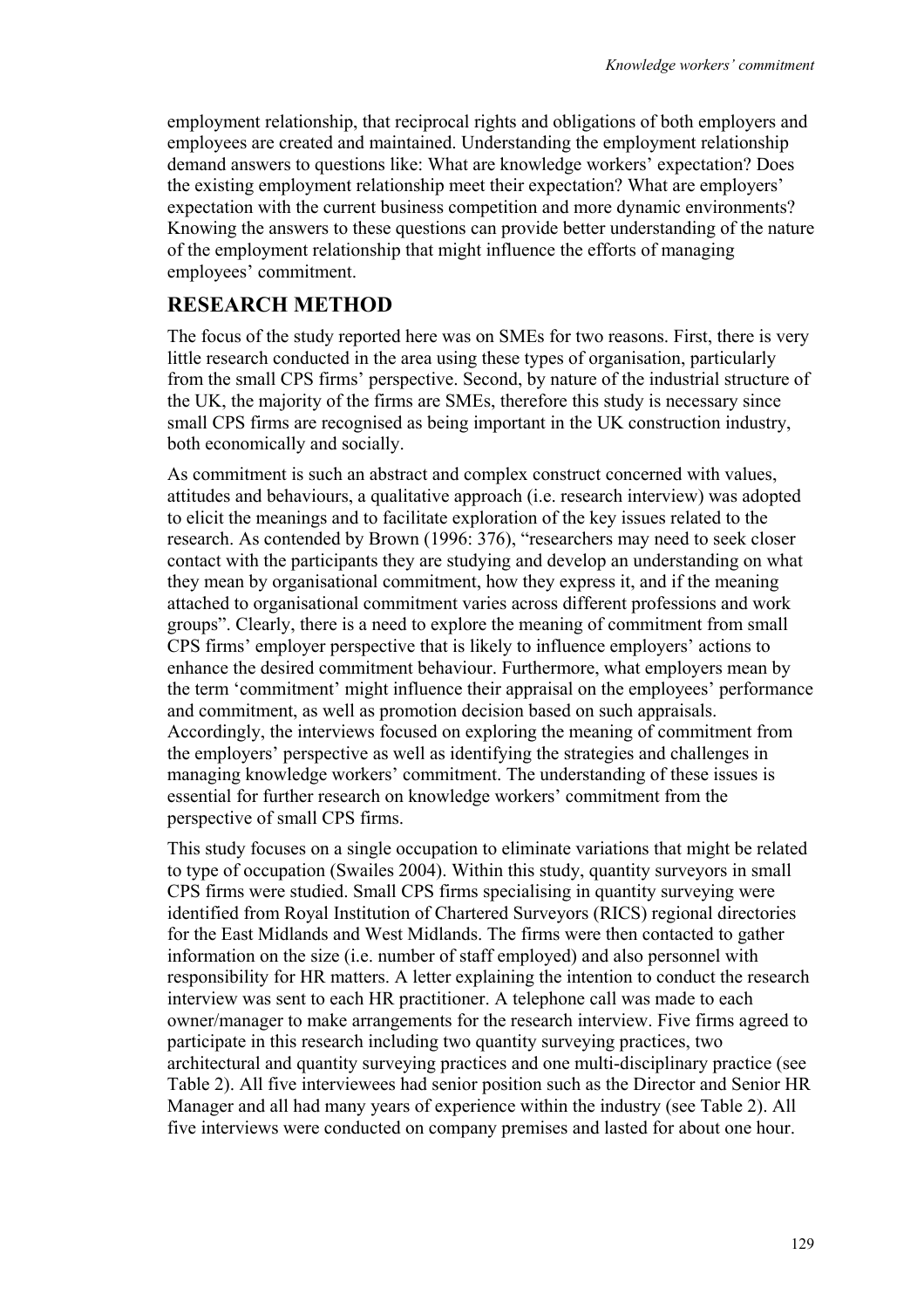employment relationship, that reciprocal rights and obligations of both employers and employees are created and maintained. Understanding the employment relationship demand answers to questions like: What are knowledge workers' expectation? Does the existing employment relationship meet their expectation? What are employers' expectation with the current business competition and more dynamic environments? Knowing the answers to these questions can provide better understanding of the nature of the employment relationship that might influence the efforts of managing employees' commitment.

## RESEARCH METHOD

The focus of the study reported here was on SMEs for two reasons. First, there is very little research conducted in the area using these types of organisation, particularly from the small CPS firms' perspective. Second, by nature of the industrial structure of the UK, the majority of the firms are SMEs, therefore this study is necessary since small CPS firms are recognised as being important in the UK construction industry, both economically and socially.

As commitment is such an abstract and complex construct concerned with values, attitudes and behaviours, a qualitative approach (i.e. research interview) was adopted to elicit the meanings and to facilitate exploration of the key issues related to the research. As contended by Brown (1996: 376), "researchers may need to seek closer contact with the participants they are studying and develop an understanding on what they mean by organisational commitment, how they express it, and if the meaning attached to organisational commitment varies across different professions and work groups". Clearly, there is a need to explore the meaning of commitment from small CPS firms' employer perspective that is likely to influence employers' actions to enhance the desired commitment behaviour. Furthermore, what employers mean by the term 'commitment' might influence their appraisal on the employees' performance and commitment, as well as promotion decision based on such appraisals. Accordingly, the interviews focused on exploring the meaning of commitment from the employers' perspective as well as identifying the strategies and challenges in managing knowledge workers' commitment. The understanding of these issues is essential for further research on knowledge workers' commitment from the perspective of small CPS firms.

This study focuses on a single occupation to eliminate variations that might be related to type of occupation (Swailes 2004). Within this study, quantity surveyors in small CPS firms were studied. Small CPS firms specialising in quantity surveying were identified from Royal Institution of Chartered Surveyors (RICS) regional directories for the East Midlands and West Midlands. The firms were then contacted to gather information on the size (i.e. number of staff employed) and also personnel with responsibility for HR matters. A letter explaining the intention to conduct the research interview was sent to each HR practitioner. A telephone call was made to each owner/manager to make arrangements for the research interview. Five firms agreed to participate in this research including two quantity surveying practices, two architectural and quantity surveying practices and one multi-disciplinary practice (see Table 2). All five interviewees had senior position such as the Director and Senior HR Manager and all had many years of experience within the industry (see Table 2). All five interviews were conducted on company premises and lasted for about one hour.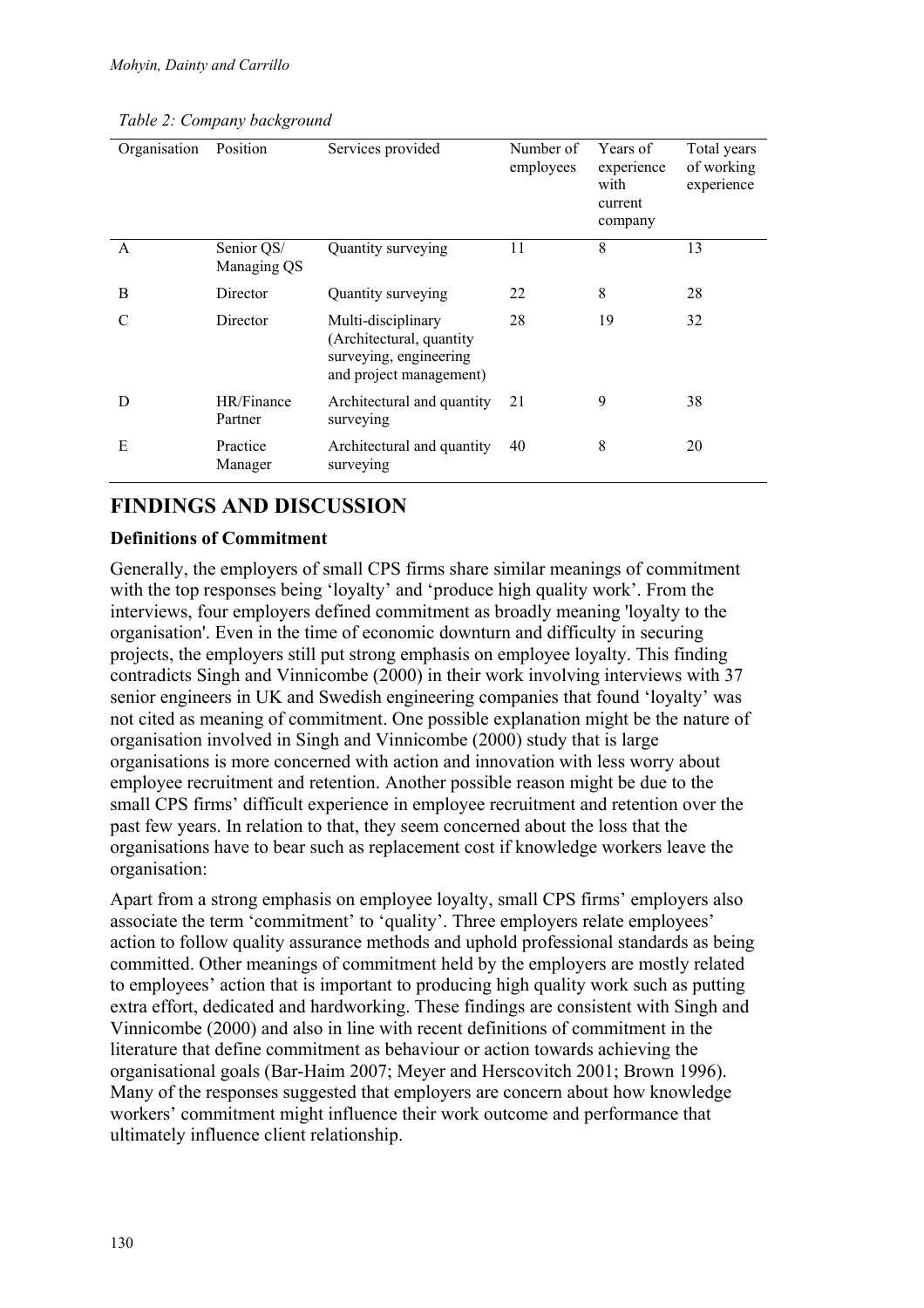*Table 2: Company background*

| Organisation | Position | Services provided | Number of employees | Years of experience with current company | Total years of working experience |
|---|---|---|---|---|---|
| A | Senior QS/ Managing QS | Quantity surveying | 11 | 8 | 13 |
| B | Director | Quantity surveying | 22 | 8 | 28 |
| C | Director | Multi-disciplinary (Architectural, quantity surveying, engineering and project management) | 28 | 19 | 32 |
| D | HR/Finance Partner | Architectural and quantity surveying | 21 | 9 | 38 |
| E | Practice Manager | Architectural and quantity surveying | 40 | 8 | 20 |

## FINDINGS AND DISCUSSION

### Definitions of Commitment

Generally, the employers of small CPS firms share similar meanings of commitment with the top responses being 'loyalty' and 'produce high quality work'. From the interviews, four employers defined commitment as broadly meaning 'loyalty to the organisation'. Even in the time of economic downturn and difficulty in securing projects, the employers still put strong emphasis on employee loyalty. This finding contradicts Singh and Vinnicombe (2000) in their work involving interviews with 37 senior engineers in UK and Swedish engineering companies that found 'loyalty' was not cited as meaning of commitment. One possible explanation might be the nature of organisation involved in Singh and Vinnicombe (2000) study that is large organisations is more concerned with action and innovation with less worry about employee recruitment and retention. Another possible reason might be due to the small CPS firms' difficult experience in employee recruitment and retention over the past few years. In relation to that, they seem concerned about the loss that the organisations have to bear such as replacement cost if knowledge workers leave the organisation:

Apart from a strong emphasis on employee loyalty, small CPS firms' employers also associate the term 'commitment' to 'quality'. Three employers relate employees' action to follow quality assurance methods and uphold professional standards as being committed. Other meanings of commitment held by the employers are mostly related to employees' action that is important to producing high quality work such as putting extra effort, dedicated and hardworking. These findings are consistent with Singh and Vinnicombe (2000) and also in line with recent definitions of commitment in the literature that define commitment as behaviour or action towards achieving the organisational goals (Bar-Haim 2007; Meyer and Herscovitch 2001; Brown 1996). Many of the responses suggested that employers are concern about how knowledge workers' commitment might influence their work outcome and performance that ultimately influence client relationship.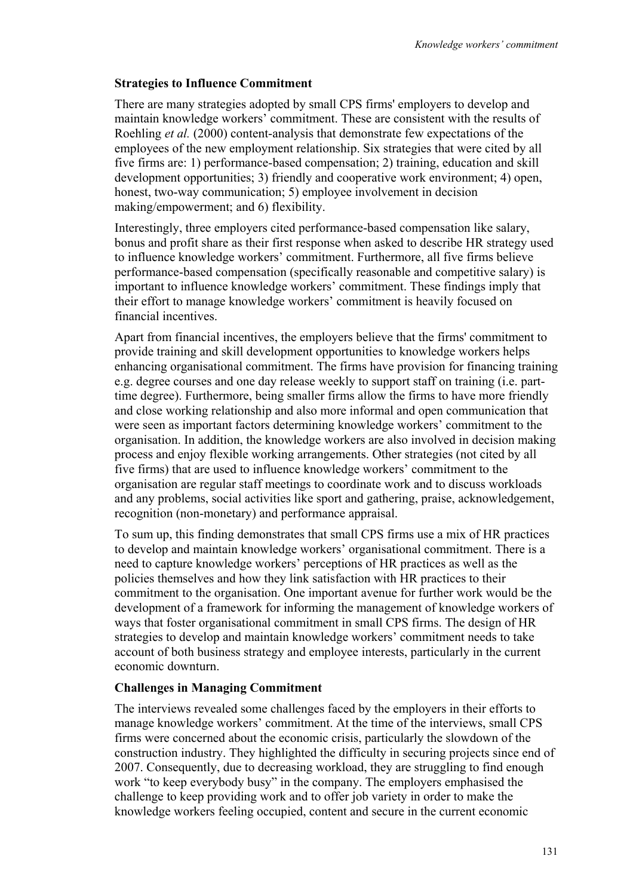### Strategies to Influence Commitment

There are many strategies adopted by small CPS firms' employers to develop and maintain knowledge workers' commitment. These are consistent with the results of Roehling *et al.* (2000) content-analysis that demonstrate few expectations of the employees of the new employment relationship. Six strategies that were cited by all five firms are: 1) performance-based compensation; 2) training, education and skill development opportunities; 3) friendly and cooperative work environment; 4) open, honest, two-way communication; 5) employee involvement in decision making/empowerment; and 6) flexibility.

Interestingly, three employers cited performance-based compensation like salary, bonus and profit share as their first response when asked to describe HR strategy used to influence knowledge workers' commitment. Furthermore, all five firms believe performance-based compensation (specifically reasonable and competitive salary) is important to influence knowledge workers' commitment. These findings imply that their effort to manage knowledge workers' commitment is heavily focused on financial incentives.

Apart from financial incentives, the employers believe that the firms' commitment to provide training and skill development opportunities to knowledge workers helps enhancing organisational commitment. The firms have provision for financing training e.g. degree courses and one day release weekly to support staff on training (i.e. part-time degree). Furthermore, being smaller firms allow the firms to have more friendly and close working relationship and also more informal and open communication that were seen as important factors determining knowledge workers' commitment to the organisation. In addition, the knowledge workers are also involved in decision making process and enjoy flexible working arrangements. Other strategies (not cited by all five firms) that are used to influence knowledge workers' commitment to the organisation are regular staff meetings to coordinate work and to discuss workloads and any problems, social activities like sport and gathering, praise, acknowledgement, recognition (non-monetary) and performance appraisal.

To sum up, this finding demonstrates that small CPS firms use a mix of HR practices to develop and maintain knowledge workers' organisational commitment. There is a need to capture knowledge workers' perceptions of HR practices as well as the policies themselves and how they link satisfaction with HR practices to their commitment to the organisation. One important avenue for further work would be the development of a framework for informing the management of knowledge workers of ways that foster organisational commitment in small CPS firms. The design of HR strategies to develop and maintain knowledge workers' commitment needs to take account of both business strategy and employee interests, particularly in the current economic downturn.

### Challenges in Managing Commitment

The interviews revealed some challenges faced by the employers in their efforts to manage knowledge workers' commitment. At the time of the interviews, small CPS firms were concerned about the economic crisis, particularly the slowdown of the construction industry. They highlighted the difficulty in securing projects since end of 2007. Consequently, due to decreasing workload, they are struggling to find enough work "to keep everybody busy" in the company. The employers emphasised the challenge to keep providing work and to offer job variety in order to make the knowledge workers feeling occupied, content and secure in the current economic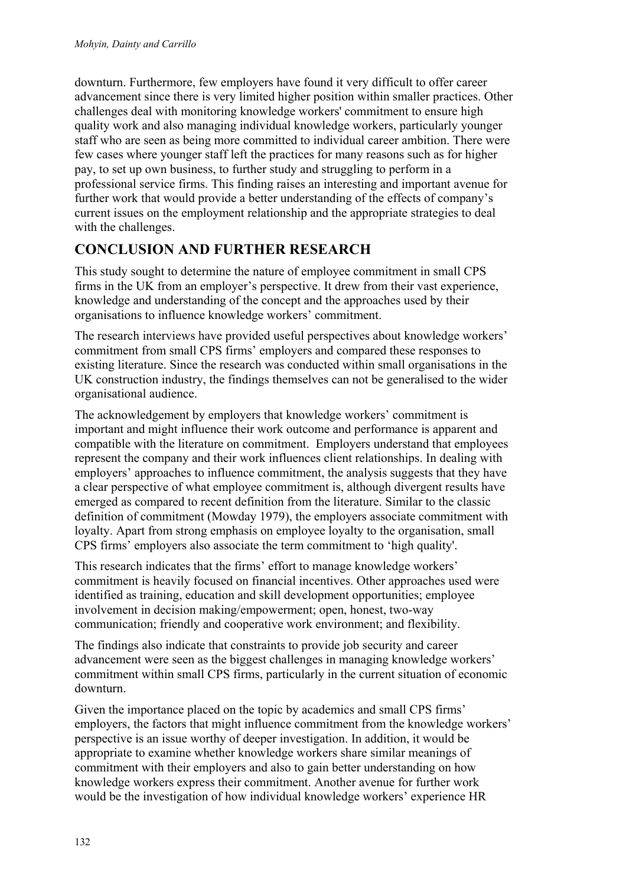downturn. Furthermore, few employers have found it very difficult to offer career advancement since there is very limited higher position within smaller practices. Other challenges deal with monitoring knowledge workers' commitment to ensure high quality work and also managing individual knowledge workers, particularly younger staff who are seen as being more committed to individual career ambition. There were few cases where younger staff left the practices for many reasons such as for higher pay, to set up own business, to further study and struggling to perform in a professional service firms. This finding raises an interesting and important avenue for further work that would provide a better understanding of the effects of company's current issues on the employment relationship and the appropriate strategies to deal with the challenges.

## CONCLUSION AND FURTHER RESEARCH

This study sought to determine the nature of employee commitment in small CPS firms in the UK from an employer's perspective. It drew from their vast experience, knowledge and understanding of the concept and the approaches used by their organisations to influence knowledge workers' commitment.

The research interviews have provided useful perspectives about knowledge workers' commitment from small CPS firms' employers and compared these responses to existing literature. Since the research was conducted within small organisations in the UK construction industry, the findings themselves can not be generalised to the wider organisational audience.

The acknowledgement by employers that knowledge workers' commitment is important and might influence their work outcome and performance is apparent and compatible with the literature on commitment. Employers understand that employees represent the company and their work influences client relationships. In dealing with employers' approaches to influence commitment, the analysis suggests that they have a clear perspective of what employee commitment is, although divergent results have emerged as compared to recent definition from the literature. Similar to the classic definition of commitment (Mowday 1979), the employers associate commitment with loyalty. Apart from strong emphasis on employee loyalty to the organisation, small CPS firms' employers also associate the term commitment to 'high quality'.

This research indicates that the firms' effort to manage knowledge workers' commitment is heavily focused on financial incentives. Other approaches used were identified as training, education and skill development opportunities; employee involvement in decision making/empowerment; open, honest, two-way communication; friendly and cooperative work environment; and flexibility.

The findings also indicate that constraints to provide job security and career advancement were seen as the biggest challenges in managing knowledge workers' commitment within small CPS firms, particularly in the current situation of economic downturn.

Given the importance placed on the topic by academics and small CPS firms' employers, the factors that might influence commitment from the knowledge workers' perspective is an issue worthy of deeper investigation. In addition, it would be appropriate to examine whether knowledge workers share similar meanings of commitment with their employers and also to gain better understanding on how knowledge workers express their commitment. Another avenue for further work would be the investigation of how individual knowledge workers' experience HR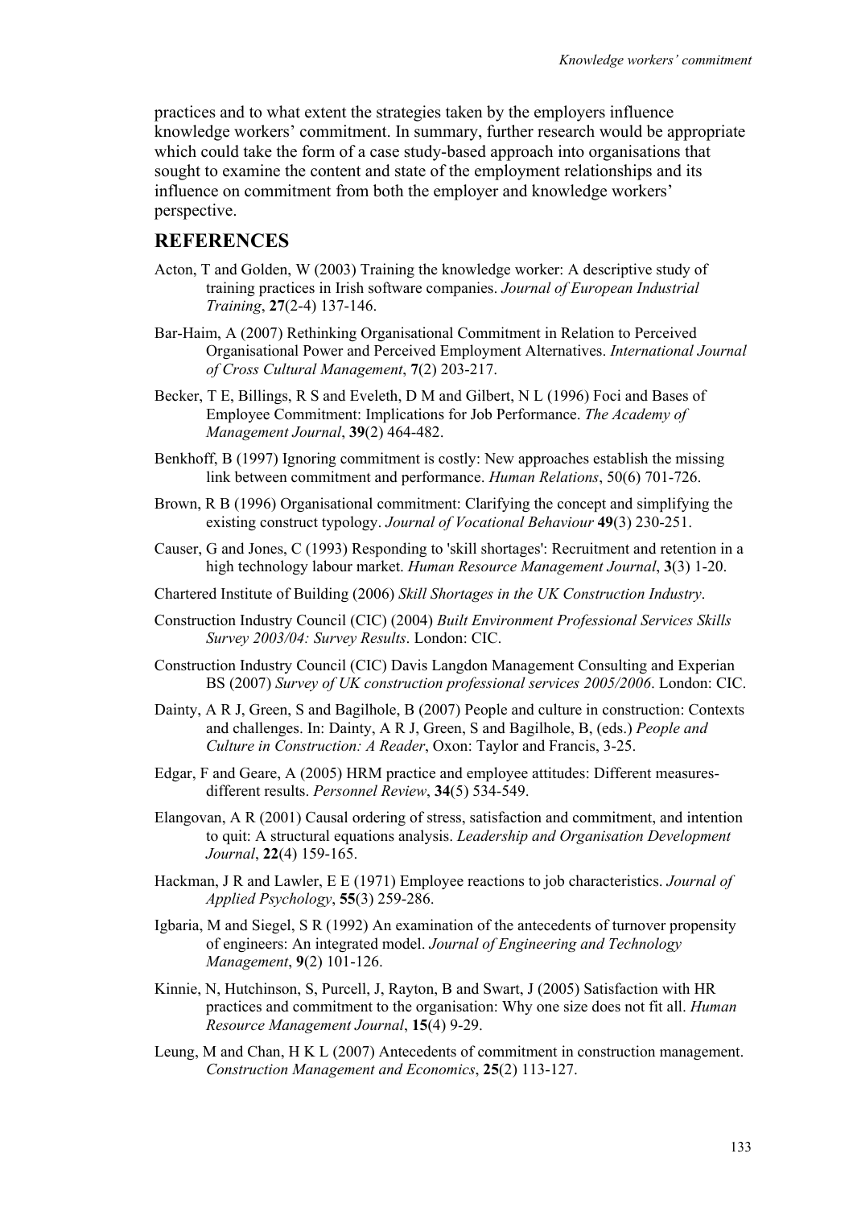practices and to what extent the strategies taken by the employers influence knowledge workers' commitment. In summary, further research would be appropriate which could take the form of a case study-based approach into organisations that sought to examine the content and state of the employment relationships and its influence on commitment from both the employer and knowledge workers' perspective.

## REFERENCES

Acton, T and Golden, W (2003) Training the knowledge worker: A descriptive study of training practices in Irish software companies. *Journal of European Industrial Training*, **27**(2-4) 137-146.

Bar-Haim, A (2007) Rethinking Organisational Commitment in Relation to Perceived Organisational Power and Perceived Employment Alternatives. *International Journal of Cross Cultural Management*, **7**(2) 203-217.

Becker, T E, Billings, R S and Eveleth, D M and Gilbert, N L (1996) Foci and Bases of Employee Commitment: Implications for Job Performance. *The Academy of Management Journal*, **39**(2) 464-482.

Benkhoff, B (1997) Ignoring commitment is costly: New approaches establish the missing link between commitment and performance. *Human Relations*, 50(6) 701-726.

Brown, R B (1996) Organisational commitment: Clarifying the concept and simplifying the existing construct typology. *Journal of Vocational Behaviour* **49**(3) 230-251.

Causer, G and Jones, C (1993) Responding to 'skill shortages': Recruitment and retention in a high technology labour market. *Human Resource Management Journal*, **3**(3) 1-20.

Chartered Institute of Building (2006) *Skill Shortages in the UK Construction Industry*.

Construction Industry Council (CIC) (2004) *Built Environment Professional Services Skills Survey 2003/04: Survey Results*. London: CIC.

Construction Industry Council (CIC) Davis Langdon Management Consulting and Experian BS (2007) *Survey of UK construction professional services 2005/2006*. London: CIC.

Dainty, A R J, Green, S and Bagilhole, B (2007) People and culture in construction: Contexts and challenges. In: Dainty, A R J, Green, S and Bagilhole, B, (eds.) *People and Culture in Construction: A Reader*, Oxon: Taylor and Francis, 3-25.

Edgar, F and Geare, A (2005) HRM practice and employee attitudes: Different measures-different results. *Personnel Review*, **34**(5) 534-549.

Elangovan, A R (2001) Causal ordering of stress, satisfaction and commitment, and intention to quit: A structural equations analysis. *Leadership and Organisation Development Journal*, **22**(4) 159-165.

Hackman, J R and Lawler, E E (1971) Employee reactions to job characteristics. *Journal of Applied Psychology*, **55**(3) 259-286.

Igbaria, M and Siegel, S R (1992) An examination of the antecedents of turnover propensity of engineers: An integrated model. *Journal of Engineering and Technology Management*, **9**(2) 101-126.

Kinnie, N, Hutchinson, S, Purcell, J, Rayton, B and Swart, J (2005) Satisfaction with HR practices and commitment to the organisation: Why one size does not fit all. *Human Resource Management Journal*, **15**(4) 9-29.

Leung, M and Chan, H K L (2007) Antecedents of commitment in construction management. *Construction Management and Economics*, **25**(2) 113-127.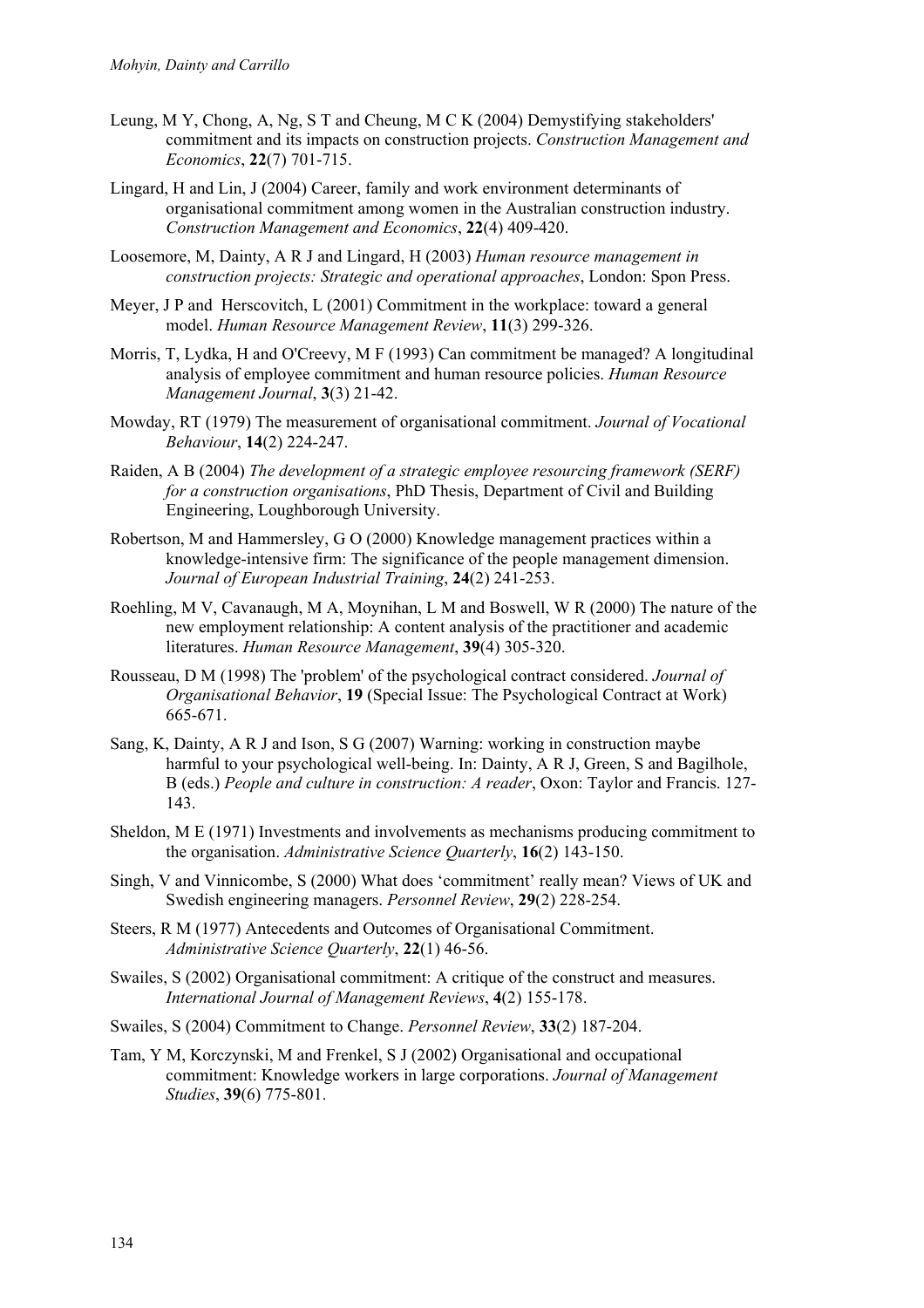Leung, M Y, Chong, A, Ng, S T and Cheung, M C K (2004) Demystifying stakeholders' commitment and its impacts on construction projects. *Construction Management and Economics*, **22**(7) 701-715.

Lingard, H and Lin, J (2004) Career, family and work environment determinants of organisational commitment among women in the Australian construction industry. *Construction Management and Economics*, **22**(4) 409-420.

Loosemore, M, Dainty, A R J and Lingard, H (2003) *Human resource management in construction projects: Strategic and operational approaches*, London: Spon Press.

Meyer, J P and Herscovitch, L (2001) Commitment in the workplace: toward a general model. *Human Resource Management Review*, **11**(3) 299-326.

Morris, T, Lydka, H and O'Creevy, M F (1993) Can commitment be managed? A longitudinal analysis of employee commitment and human resource policies. *Human Resource Management Journal*, **3**(3) 21-42.

Mowday, RT (1979) The measurement of organisational commitment. *Journal of Vocational Behaviour*, **14**(2) 224-247.

Raiden, A B (2004) *The development of a strategic employee resourcing framework (SERF) for a construction organisations*, PhD Thesis, Department of Civil and Building Engineering, Loughborough University.

Robertson, M and Hammersley, G O (2000) Knowledge management practices within a knowledge-intensive firm: The significance of the people management dimension. *Journal of European Industrial Training*, **24**(2) 241-253.

Roehling, M V, Cavanaugh, M A, Moynihan, L M and Boswell, W R (2000) The nature of the new employment relationship: A content analysis of the practitioner and academic literatures. *Human Resource Management*, **39**(4) 305-320.

Rousseau, D M (1998) The 'problem' of the psychological contract considered. *Journal of Organisational Behavior*, **19** (Special Issue: The Psychological Contract at Work) 665-671.

Sang, K, Dainty, A R J and Ison, S G (2007) Warning: working in construction maybe harmful to your psychological well-being. In: Dainty, A R J, Green, S and Bagilhole, B (eds.) *People and culture in construction: A reader*, Oxon: Taylor and Francis. 127-143.

Sheldon, M E (1971) Investments and involvements as mechanisms producing commitment to the organisation. *Administrative Science Quarterly*, **16**(2) 143-150.

Singh, V and Vinnicombe, S (2000) What does 'commitment' really mean? Views of UK and Swedish engineering managers. *Personnel Review*, **29**(2) 228-254.

Steers, R M (1977) Antecedents and Outcomes of Organisational Commitment. *Administrative Science Quarterly*, **22**(1) 46-56.

Swailes, S (2002) Organisational commitment: A critique of the construct and measures. *International Journal of Management Reviews*, **4**(2) 155-178.

Swailes, S (2004) Commitment to Change. *Personnel Review*, **33**(2) 187-204.

Tam, Y M, Korczynski, M and Frenkel, S J (2002) Organisational and occupational commitment: Knowledge workers in large corporations. *Journal of Management Studies*, **39**(6) 775-801.